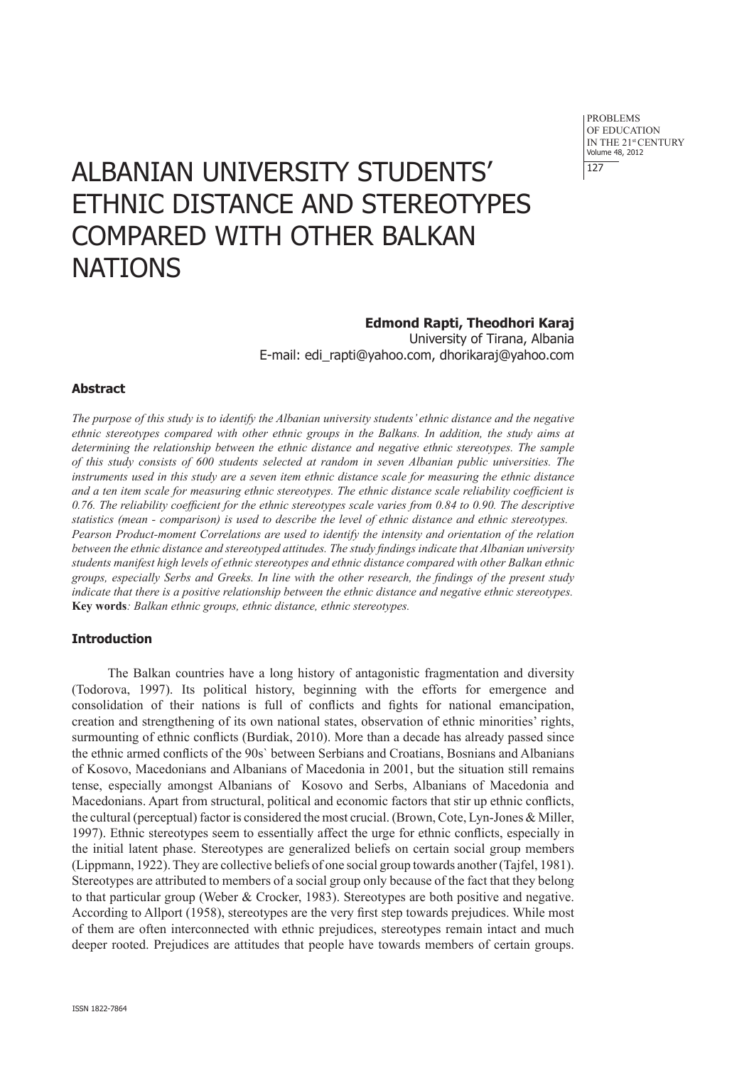# ALBANIAN UNIVERSITY STUDENTS' ETHNIC DISTANCE AND STEREOTYPES COMPARED WITH OTHER BALKAN NATIONS

**Edmond Rapti, Theodhori Karaj**

University of Tirana, Albania

E-mail: edi_rapti@yahoo.com, dhorikaraj@yahoo.com

### Abstract

*The purpose of this study is to identify the Albanian university students' ethnic distance and the negative ethnic stereotypes compared with other ethnic groups in the Balkans. In addition, the study aims at determining the relationship between the ethnic distance and negative ethnic stereotypes. The sample of this study consists of 600 students selected at random in seven Albanian public universities. The instruments used in this study are a seven item ethnic distance scale for measuring the ethnic distance and a ten item scale for measuring ethnic stereotypes. The ethnic distance scale reliability coefficient is 0.76. The reliability coefficient for the ethnic stereotypes scale varies from 0.84 to 0.90. The descriptive statistics (mean - comparison) is used to describe the level of ethnic distance and ethnic stereotypes. Pearson Product-moment Correlations are used to identify the intensity and orientation of the relation between the ethnic distance and stereotyped attitudes. The study findings indicate that Albanian university students manifest high levels of ethnic stereotypes and ethnic distance compared with other Balkan ethnic groups, especially Serbs and Greeks. In line with the other research, the findings of the present study indicate that there is a positive relationship between the ethnic distance and negative ethnic stereotypes.*

**Key words**: *Balkan ethnic groups, ethnic distance, ethnic stereotypes.*

### Introduction

The Balkan countries have a long history of antagonistic fragmentation and diversity (Todorova, 1997). Its political history, beginning with the efforts for emergence and consolidation of their nations is full of conflicts and fights for national emancipation, creation and strengthening of its own national states, observation of ethnic minorities' rights, surmounting of ethnic conflicts (Burdiak, 2010). More than a decade has already passed since the ethnic armed conflicts of the 90s` between Serbians and Croatians, Bosnians and Albanians of Kosovo, Macedonians and Albanians of Macedonia in 2001, but the situation still remains tense, especially amongst Albanians of Kosovo and Serbs, Albanians of Macedonia and Macedonians. Apart from structural, political and economic factors that stir up ethnic conflicts, the cultural (perceptual) factor is considered the most crucial. (Brown, Cote, Lyn-Jones & Miller, 1997). Ethnic stereotypes seem to essentially affect the urge for ethnic conflicts, especially in the initial latent phase. Stereotypes are generalized beliefs on certain social group members (Lippmann, 1922). They are collective beliefs of one social group towards another (Tajfel, 1981). Stereotypes are attributed to members of a social group only because of the fact that they belong to that particular group (Weber & Crocker, 1983). Stereotypes are both positive and negative. According to Allport (1958), stereotypes are the very first step towards prejudices. While most of them are often interconnected with ethnic prejudices, stereotypes remain intact and much deeper rooted. Prejudices are attitudes that people have towards members of certain groups.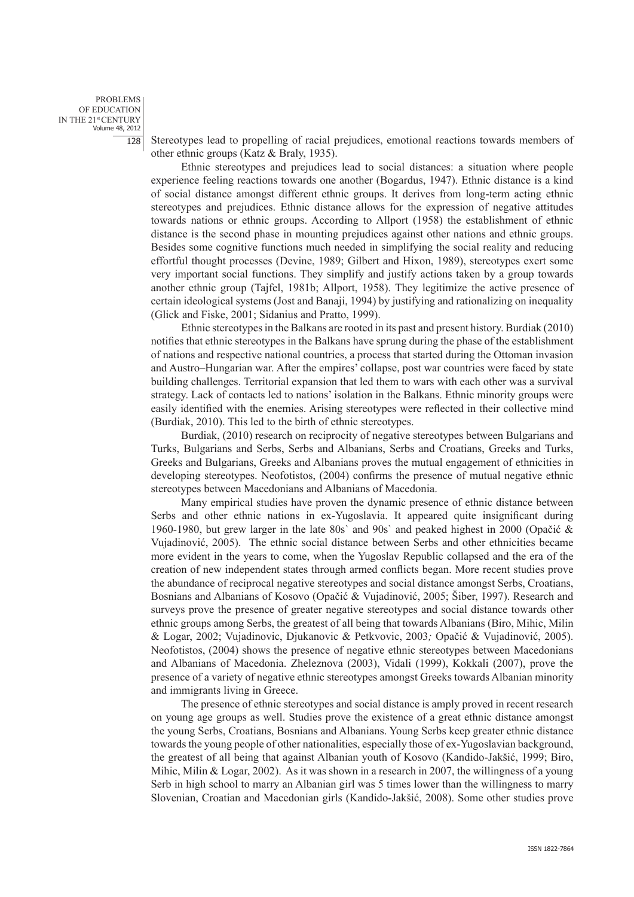Stereotypes lead to propelling of racial prejudices, emotional reactions towards members of other ethnic groups (Katz & Braly, 1935).

Ethnic stereotypes and prejudices lead to social distances: a situation where people experience feeling reactions towards one another (Bogardus, 1947). Ethnic distance is a kind of social distance amongst different ethnic groups. It derives from long-term acting ethnic stereotypes and prejudices. Ethnic distance allows for the expression of negative attitudes towards nations or ethnic groups. According to Allport (1958) the establishment of ethnic distance is the second phase in mounting prejudices against other nations and ethnic groups. Besides some cognitive functions much needed in simplifying the social reality and reducing effortful thought processes (Devine, 1989; Gilbert and Hixon, 1989), stereotypes exert some very important social functions. They simplify and justify actions taken by a group towards another ethnic group (Tajfel, 1981b; Allport, 1958). They legitimize the active presence of certain ideological systems (Jost and Banaji, 1994) by justifying and rationalizing on inequality (Glick and Fiske, 2001; Sidanius and Pratto, 1999).

Ethnic stereotypes in the Balkans are rooted in its past and present history. Burdiak (2010) notifies that ethnic stereotypes in the Balkans have sprung during the phase of the establishment of nations and respective national countries, a process that started during the Ottoman invasion and Austro–Hungarian war. After the empires' collapse, post war countries were faced by state building challenges. Territorial expansion that led them to wars with each other was a survival strategy. Lack of contacts led to nations' isolation in the Balkans. Ethnic minority groups were easily identified with the enemies. Arising stereotypes were reflected in their collective mind (Burdiak, 2010). This led to the birth of ethnic stereotypes.

Burdiak, (2010) research on reciprocity of negative stereotypes between Bulgarians and Turks, Bulgarians and Serbs, Serbs and Albanians, Serbs and Croatians, Greeks and Turks, Greeks and Bulgarians, Greeks and Albanians proves the mutual engagement of ethnicities in developing stereotypes. Neofotistos, (2004) confirms the presence of mutual negative ethnic stereotypes between Macedonians and Albanians of Macedonia.

Many empirical studies have proven the dynamic presence of ethnic distance between Serbs and other ethnic nations in ex-Yugoslavia. It appeared quite insignificant during 1960-1980, but grew larger in the late 80s` and 90s` and peaked highest in 2000 (Opačić & Vujadinović, 2005). The ethnic social distance between Serbs and other ethnicities became more evident in the years to come, when the Yugoslav Republic collapsed and the era of the creation of new independent states through armed conflicts began. More recent studies prove the abundance of reciprocal negative stereotypes and social distance amongst Serbs, Croatians, Bosnians and Albanians of Kosovo (Opačić & Vujadinović, 2005; Šiber, 1997). Research and surveys prove the presence of greater negative stereotypes and social distance towards other ethnic groups among Serbs, the greatest of all being that towards Albanians (Biro, Mihic, Milin & Logar, 2002; Vujadinovic, Djukanovic & Petkvovic, 2003; Opačić & Vujadinović, 2005). Neofotistos, (2004) shows the presence of negative ethnic stereotypes between Macedonians and Albanians of Macedonia. Zheleznova (2003), Vidali (1999), Kokkali (2007), prove the presence of a variety of negative ethnic stereotypes amongst Greeks towards Albanian minority and immigrants living in Greece.

The presence of ethnic stereotypes and social distance is amply proved in recent research on young age groups as well. Studies prove the existence of a great ethnic distance amongst the young Serbs, Croatians, Bosnians and Albanians. Young Serbs keep greater ethnic distance towards the young people of other nationalities, especially those of ex-Yugoslavian background, the greatest of all being that against Albanian youth of Kosovo (Kandido-Jakšić, 1999; Biro, Mihic, Milin & Logar, 2002). As it was shown in a research in 2007, the willingness of a young Serb in high school to marry an Albanian girl was 5 times lower than the willingness to marry Slovenian, Croatian and Macedonian girls (Kandido-Jakšić, 2008). Some other studies prove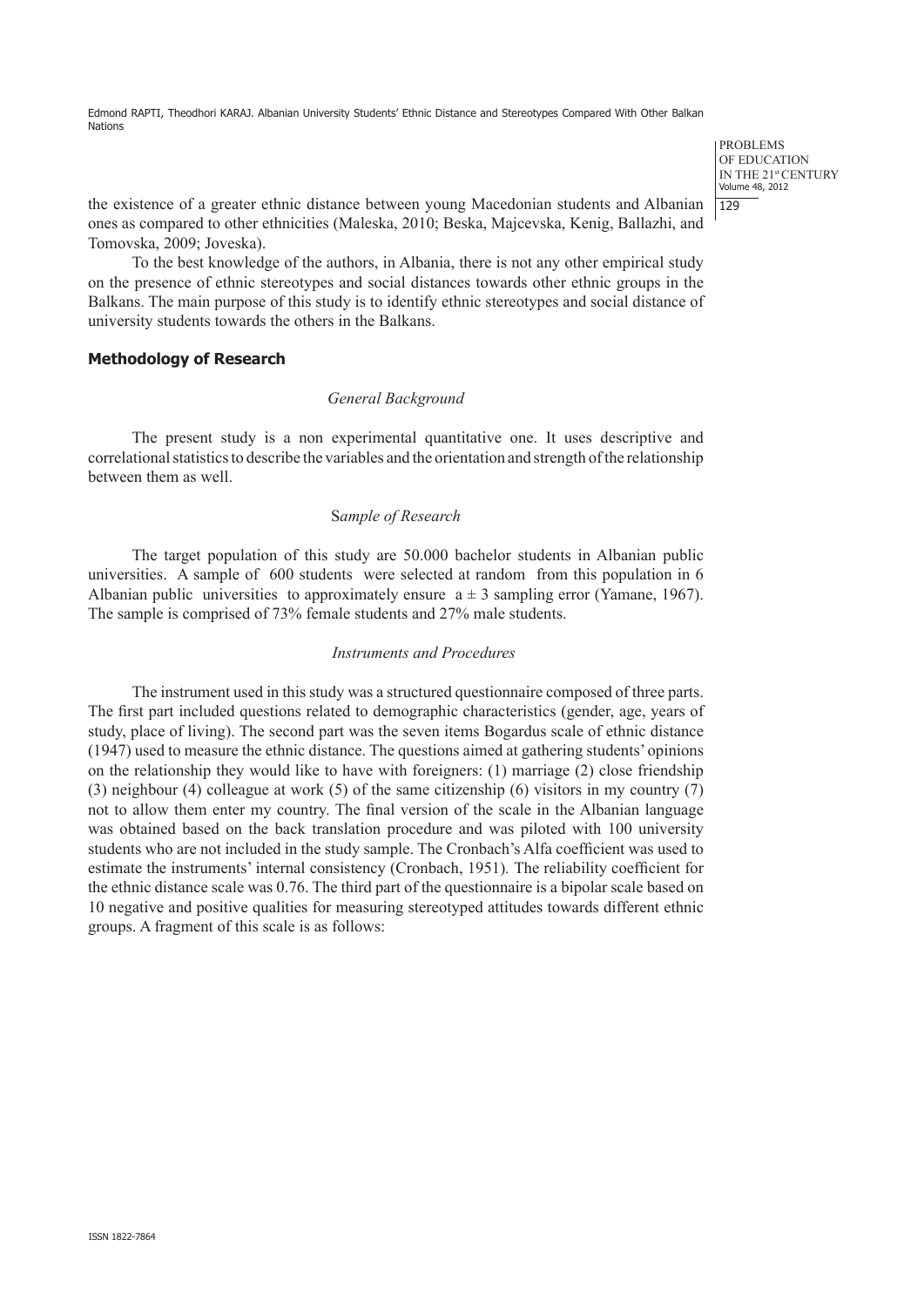the existence of a greater ethnic distance between young Macedonian students and Albanian ones as compared to other ethnicities (Maleska, 2010; Beska, Majcevska, Kenig, Ballazhi, and Tomovska, 2009; Joveska).

To the best knowledge of the authors, in Albania, there is not any other empirical study on the presence of ethnic stereotypes and social distances towards other ethnic groups in the Balkans. The main purpose of this study is to identify ethnic stereotypes and social distance of university students towards the others in the Balkans.

## Methodology of Research

### *General Background*

The present study is a non experimental quantitative one. It uses descriptive and correlational statistics to describe the variables and the orientation and strength of the relationship between them as well.

### S*ample of Research*

The target population of this study are 50.000 bachelor students in Albanian public universities. A sample of 600 students were selected at random from this population in 6 Albanian public universities to approximately ensure a ± 3 sampling error (Yamane, 1967). The sample is comprised of 73% female students and 27% male students.

### *Instruments and Procedures*

The instrument used in this study was a structured questionnaire composed of three parts. The first part included questions related to demographic characteristics (gender, age, years of study, place of living). The second part was the seven items Bogardus scale of ethnic distance (1947) used to measure the ethnic distance. The questions aimed at gathering students' opinions on the relationship they would like to have with foreigners: (1) marriage (2) close friendship (3) neighbour (4) colleague at work (5) of the same citizenship (6) visitors in my country (7) not to allow them enter my country. The final version of the scale in the Albanian language was obtained based on the back translation procedure and was piloted with 100 university students who are not included in the study sample. The Cronbach's Alfa coefficient was used to estimate the instruments' internal consistency (Cronbach, 1951). The reliability coefficient for the ethnic distance scale was 0.76. The third part of the questionnaire is a bipolar scale based on 10 negative and positive qualities for measuring stereotyped attitudes towards different ethnic groups. A fragment of this scale is as follows: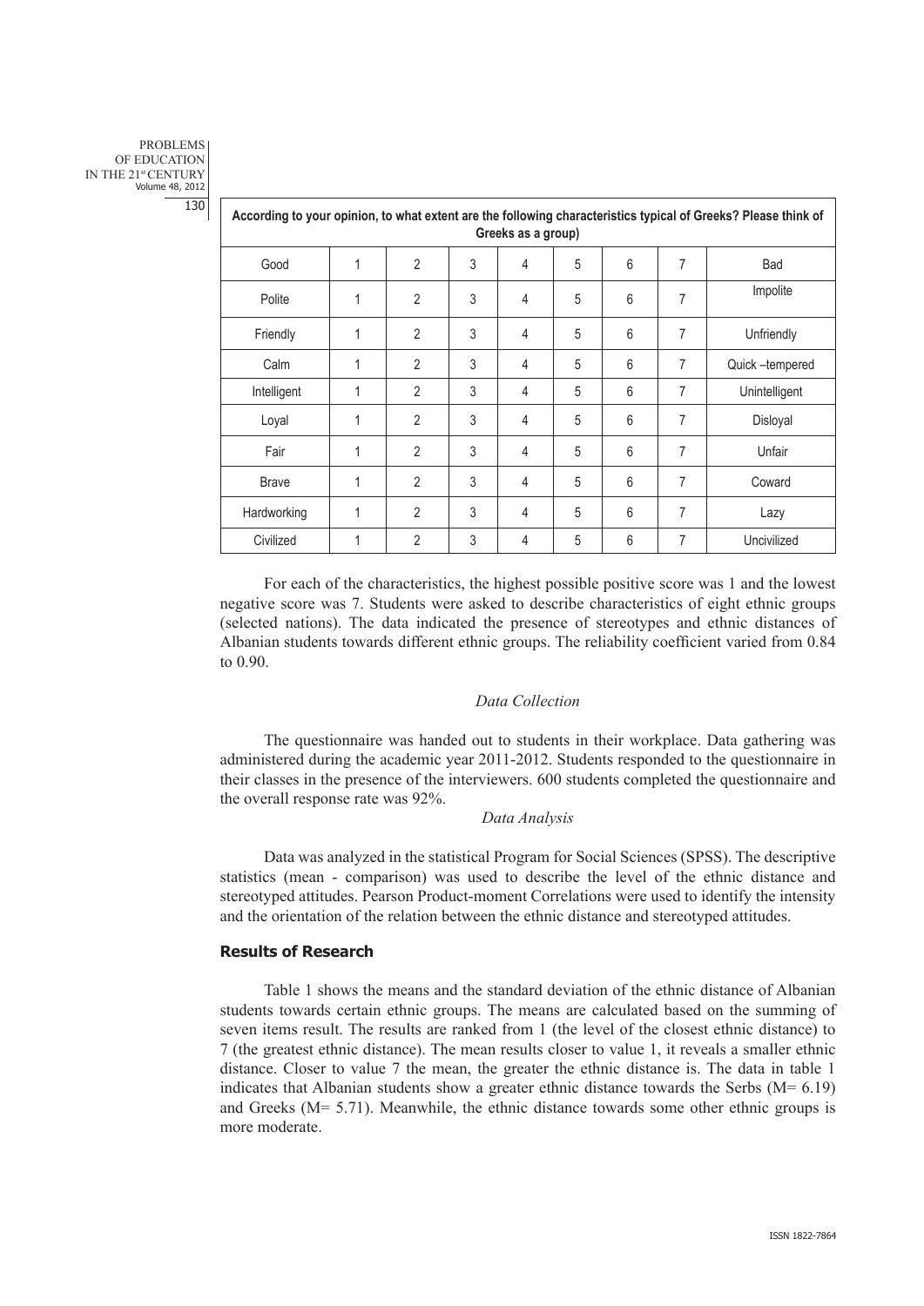| According to your opinion, to what extent are the following characteristics typical of Greeks? Please think of Greeks as a group) | | | | | | | | |
|---|---|---|---|---|---|---|---|---|
| Good | 1 | 2 | 3 | 4 | 5 | 6 | 7 | Bad |
| Polite | 1 | 2 | 3 | 4 | 5 | 6 | 7 | Impolite |
| Friendly | 1 | 2 | 3 | 4 | 5 | 6 | 7 | Unfriendly |
| Calm | 1 | 2 | 3 | 4 | 5 | 6 | 7 | Quick –tempered |
| Intelligent | 1 | 2 | 3 | 4 | 5 | 6 | 7 | Unintelligent |
| Loyal | 1 | 2 | 3 | 4 | 5 | 6 | 7 | Disloyal |
| Fair | 1 | 2 | 3 | 4 | 5 | 6 | 7 | Unfair |
| Brave | 1 | 2 | 3 | 4 | 5 | 6 | 7 | Coward |
| Hardworking | 1 | 2 | 3 | 4 | 5 | 6 | 7 | Lazy |
| Civilized | 1 | 2 | 3 | 4 | 5 | 6 | 7 | Uncivilized |

For each of the characteristics, the highest possible positive score was 1 and the lowest negative score was 7. Students were asked to describe characteristics of eight ethnic groups (selected nations). The data indicated the presence of stereotypes and ethnic distances of Albanian students towards different ethnic groups. The reliability coefficient varied from 0.84 to 0.90.

*Data Collection*

The questionnaire was handed out to students in their workplace. Data gathering was administered during the academic year 2011-2012. Students responded to the questionnaire in their classes in the presence of the interviewers. 600 students completed the questionnaire and the overall response rate was 92%.

*Data Analysis*

Data was analyzed in the statistical Program for Social Sciences (SPSS). The descriptive statistics (mean - comparison) was used to describe the level of the ethnic distance and stereotyped attitudes. Pearson Product-moment Correlations were used to identify the intensity and the orientation of the relation between the ethnic distance and stereotyped attitudes.

## Results of Research

Table 1 shows the means and the standard deviation of the ethnic distance of Albanian students towards certain ethnic groups. The means are calculated based on the summing of seven items result. The results are ranked from 1 (the level of the closest ethnic distance) to 7 (the greatest ethnic distance). The mean results closer to value 1, it reveals a smaller ethnic distance. Closer to value 7 the mean, the greater the ethnic distance is. The data in table 1 indicates that Albanian students show a greater ethnic distance towards the Serbs ($M= 6.19$) and Greeks ($M= 5.71$). Meanwhile, the ethnic distance towards some other ethnic groups is more moderate.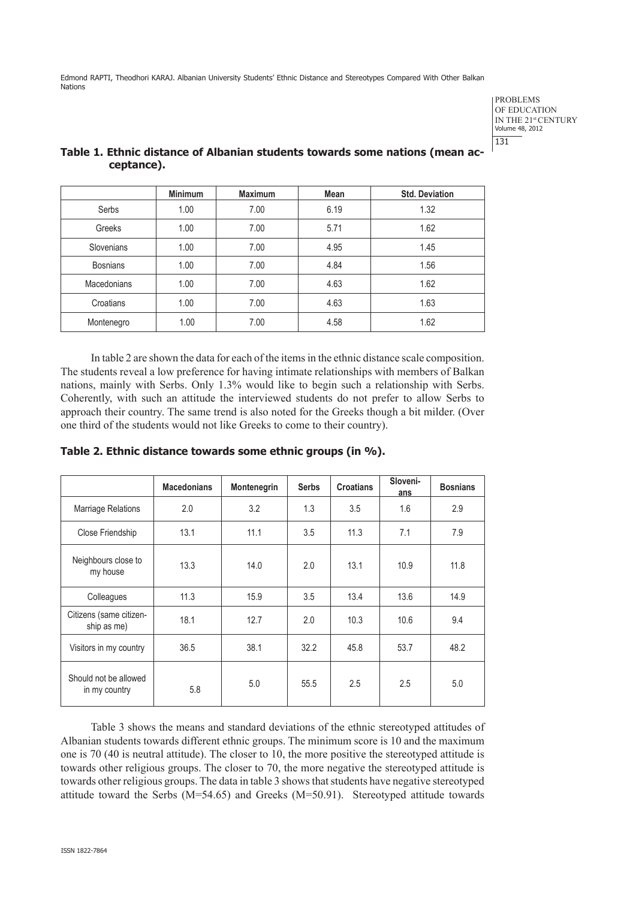**Table 1. Ethnic distance of Albanian students towards some nations (mean acceptance).**

| | Minimum | Maximum | Mean | Std. Deviation |
|---|---|---|---|---|
| Serbs | 1.00 | 7.00 | 6.19 | 1.32 |
| Greeks | 1.00 | 7.00 | 5.71 | 1.62 |
| Slovenians | 1.00 | 7.00 | 4.95 | 1.45 |
| Bosnians | 1.00 | 7.00 | 4.84 | 1.56 |
| Macedonians | 1.00 | 7.00 | 4.63 | 1.62 |
| Croatians | 1.00 | 7.00 | 4.63 | 1.63 |
| Montenegro | 1.00 | 7.00 | 4.58 | 1.62 |

In table 2 are shown the data for each of the items in the ethnic distance scale composition. The students reveal a low preference for having intimate relationships with members of Balkan nations, mainly with Serbs. Only 1.3% would like to begin such a relationship with Serbs. Coherently, with such an attitude the interviewed students do not prefer to allow Serbs to approach their country. The same trend is also noted for the Greeks though a bit milder. (Over one third of the students would not like Greeks to come to their country).

**Table 2. Ethnic distance towards some ethnic groups (in %).**

| | Macedonians | Montenegrin | Serbs | Croatians | Slovenians | Bosnians |
|---|---|---|---|---|---|---|
| Marriage Relations | 2.0 | 3.2 | 1.3 | 3.5 | 1.6 | 2.9 |
| Close Friendship | 13.1 | 11.1 | 3.5 | 11.3 | 7.1 | 7.9 |
| Neighbours close to my house | 13.3 | 14.0 | 2.0 | 13.1 | 10.9 | 11.8 |
| Colleagues | 11.3 | 15.9 | 3.5 | 13.4 | 13.6 | 14.9 |
| Citizens (same citizenship as me) | 18.1 | 12.7 | 2.0 | 10.3 | 10.6 | 9.4 |
| Visitors in my country | 36.5 | 38.1 | 32.2 | 45.8 | 53.7 | 48.2 |
| Should not be allowed in my country | 5.8 | 5.0 | 55.5 | 2.5 | 2.5 | 5.0 |

Table 3 shows the means and standard deviations of the ethnic stereotyped attitudes of Albanian students towards different ethnic groups. The minimum score is 10 and the maximum one is 70 (40 is neutral attitude). The closer to 10, the more positive the stereotyped attitude is towards other religious groups. The closer to 70, the more negative the stereotyped attitude is towards other religious groups. The data in table 3 shows that students have negative stereotyped attitude toward the Serbs (M=54.65) and Greeks (M=50.91). Stereotyped attitude towards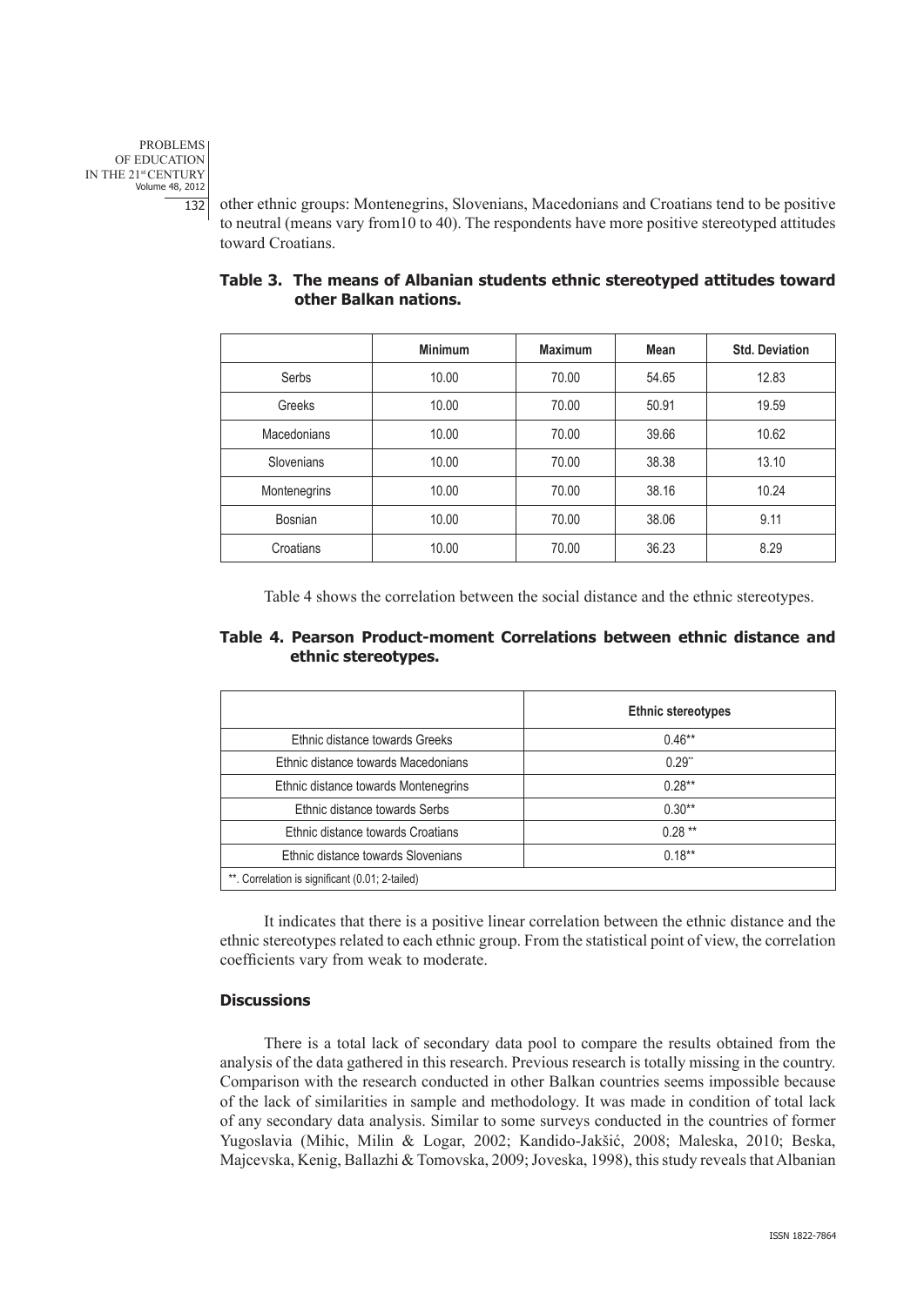other ethnic groups: Montenegrins, Slovenians, Macedonians and Croatians tend to be positive to neutral (means vary from10 to 40). The respondents have more positive stereotyped attitudes toward Croatians.

**Table 3. The means of Albanian students ethnic stereotyped attitudes toward other Balkan nations.**

| | Minimum | Maximum | Mean | Std. Deviation |
|---|---|---|---|---|
| Serbs | 10.00 | 70.00 | 54.65 | 12.83 |
| Greeks | 10.00 | 70.00 | 50.91 | 19.59 |
| Macedonians | 10.00 | 70.00 | 39.66 | 10.62 |
| Slovenians | 10.00 | 70.00 | 38.38 | 13.10 |
| Montenegrins | 10.00 | 70.00 | 38.16 | 10.24 |
| Bosnian | 10.00 | 70.00 | 38.06 | 9.11 |
| Croatians | 10.00 | 70.00 | 36.23 | 8.29 |

Table 4 shows the correlation between the social distance and the ethnic stereotypes.

**Table 4. Pearson Product-moment Correlations between ethnic distance and ethnic stereotypes.**

| | Ethnic stereotypes |
|---|---|
| Ethnic distance towards Greeks | 0.46** |
| Ethnic distance towards Macedonians | 0.29** |
| Ethnic distance towards Montenegrins | 0.28** |
| Ethnic distance towards Serbs | 0.30** |
| Ethnic distance towards Croatians | 0.28 ** |
| Ethnic distance towards Slovenians | 0.18** |
| **. Correlation is significant (0.01; 2-tailed) | |

It indicates that there is a positive linear correlation between the ethnic distance and the ethnic stereotypes related to each ethnic group. From the statistical point of view, the correlation coefficients vary from weak to moderate.

### Discussions

There is a total lack of secondary data pool to compare the results obtained from the analysis of the data gathered in this research. Previous research is totally missing in the country. Comparison with the research conducted in other Balkan countries seems impossible because of the lack of similarities in sample and methodology. It was made in condition of total lack of any secondary data analysis. Similar to some surveys conducted in the countries of former Yugoslavia (Mihic, Milin & Logar, 2002; Kandido-Jakšić, 2008; Maleska, 2010; Beska, Majcevska, Kenig, Ballazhi & Tomovska, 2009; Joveska, 1998), this study reveals that Albanian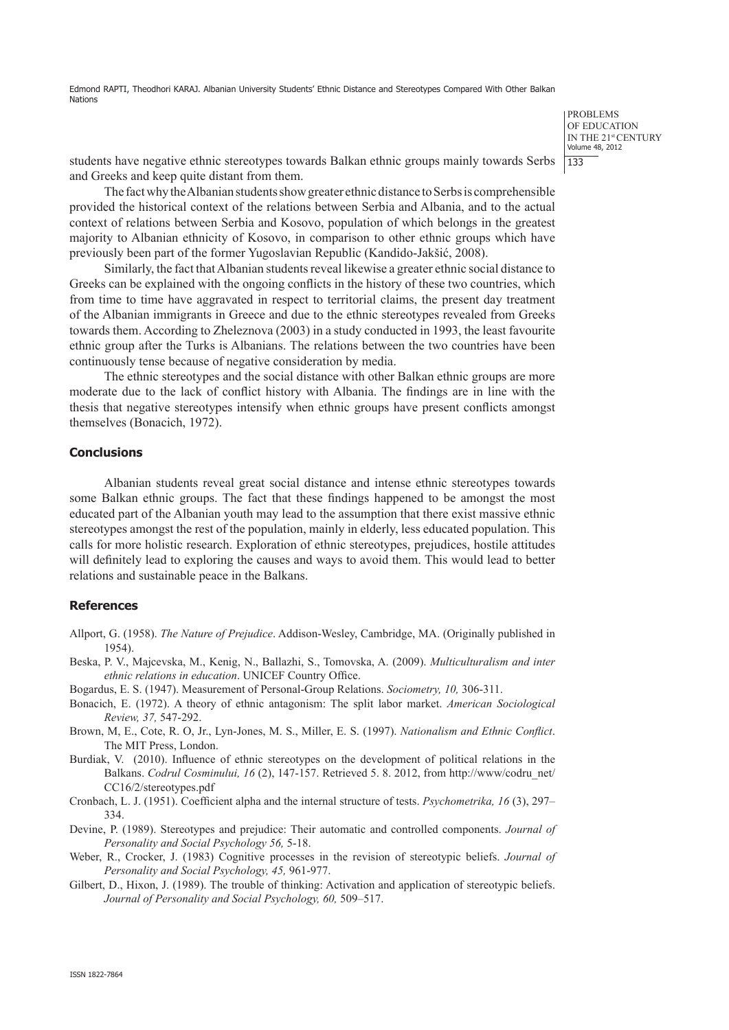students have negative ethnic stereotypes towards Balkan ethnic groups mainly towards Serbs and Greeks and keep quite distant from them.

The fact why the Albanian students show greater ethnic distance to Serbs is comprehensible provided the historical context of the relations between Serbia and Albania, and to the actual context of relations between Serbia and Kosovo, population of which belongs in the greatest majority to Albanian ethnicity of Kosovo, in comparison to other ethnic groups which have previously been part of the former Yugoslavian Republic (Kandido-Jakšić, 2008).

Similarly, the fact that Albanian students reveal likewise a greater ethnic social distance to Greeks can be explained with the ongoing conflicts in the history of these two countries, which from time to time have aggravated in respect to territorial claims, the present day treatment of the Albanian immigrants in Greece and due to the ethnic stereotypes revealed from Greeks towards them. According to Zheleznova (2003) in a study conducted in 1993, the least favourite ethnic group after the Turks is Albanians. The relations between the two countries have been continuously tense because of negative consideration by media.

The ethnic stereotypes and the social distance with other Balkan ethnic groups are more moderate due to the lack of conflict history with Albania. The findings are in line with the thesis that negative stereotypes intensify when ethnic groups have present conflicts amongst themselves (Bonacich, 1972).

## Conclusions

Albanian students reveal great social distance and intense ethnic stereotypes towards some Balkan ethnic groups. The fact that these findings happened to be amongst the most educated part of the Albanian youth may lead to the assumption that there exist massive ethnic stereotypes amongst the rest of the population, mainly in elderly, less educated population. This calls for more holistic research. Exploration of ethnic stereotypes, prejudices, hostile attitudes will definitely lead to exploring the causes and ways to avoid them. This would lead to better relations and sustainable peace in the Balkans.

## References

Allport, G. (1958). *The Nature of Prejudice*. Addison-Wesley, Cambridge, MA. (Originally published in 1954).

Beska, P. V., Majcevska, M., Kenig, N., Ballazhi, S., Tomovska, A. (2009). *Multiculturalism and inter ethnic relations in education*. UNICEF Country Office.

Bogardus, E. S. (1947). Measurement of Personal-Group Relations. *Sociometry, 10,* 306-311.

Bonacich, E. (1972). A theory of ethnic antagonism: The split labor market. *American Sociological Review, 37,* 547-292.

Brown, M, E., Cote, R. O, Jr., Lyn-Jones, M. S., Miller, E. S. (1997). *Nationalism and Ethnic Conflict*. The MIT Press, London.

Burdiak, V. (2010). Influence of ethnic stereotypes on the development of political relations in the Balkans. *Codrul Cosminului, 16* (2), 147-157. Retrieved 5. 8. 2012, from http://www/codru_net/CC16/2/stereotypes.pdf

Cronbach, L. J. (1951). Coefficient alpha and the internal structure of tests. *Psychometrika, 16* (3), 297–334.

Devine, P. (1989). Stereotypes and prejudice: Their automatic and controlled components. *Journal of Personality and Social Psychology 56,* 5-18.

Weber, R., Crocker, J. (1983) Cognitive processes in the revision of stereotypic beliefs. *Journal of Personality and Social Psychology, 45,* 961-977.

Gilbert, D., Hixon, J. (1989). The trouble of thinking: Activation and application of stereotypic beliefs. *Journal of Personality and Social Psychology, 60,* 509–517.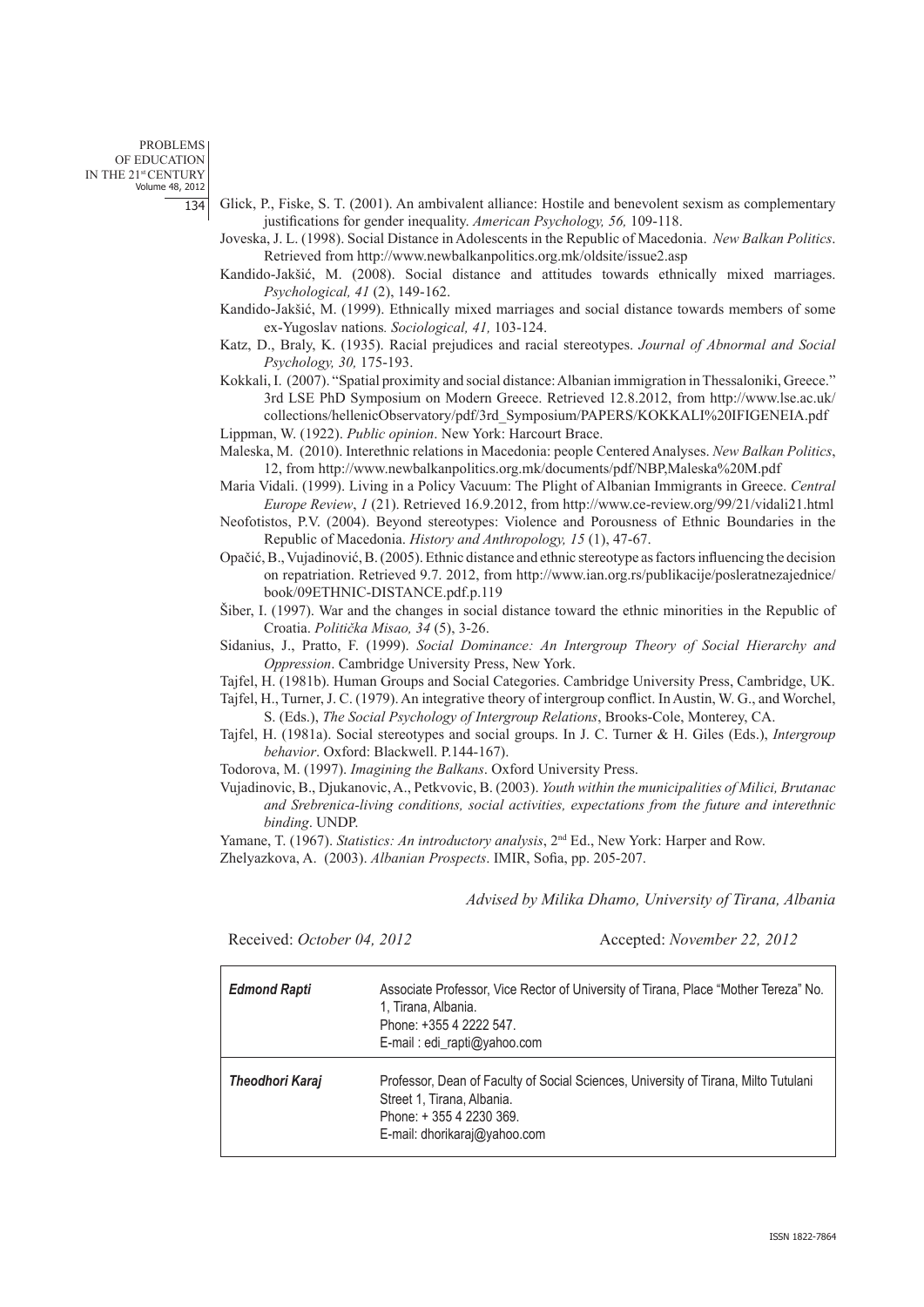Glick, P., Fiske, S. T. (2001). An ambivalent alliance: Hostile and benevolent sexism as complementary justifications for gender inequality. *American Psychology, 56,* 109-118.

Joveska, J. L. (1998). Social Distance in Adolescents in the Republic of Macedonia. *New Balkan Politics*. Retrieved from http://www.newbalkanpolitics.org.mk/oldsite/issue2.asp

Kandido-Jakšić, M. (2008). Social distance and attitudes towards ethnically mixed marriages. *Psychological, 41* (2), 149-162.

Kandido-Jakšić, M. (1999). Ethnically mixed marriages and social distance towards members of some ex-Yugoslav nations*. Sociological, 41,* 103-124.

Katz, D., Braly, K. (1935). Racial prejudices and racial stereotypes. *Journal of Abnormal and Social Psychology, 30,* 175-193.

Kokkali, I. (2007). "Spatial proximity and social distance: Albanian immigration in Thessaloniki, Greece." 3rd LSE PhD Symposium on Modern Greece. Retrieved 12.8.2012, from http://www.lse.ac.uk/collections/hellenicObservatory/pdf/3rd_Symposium/PAPERS/KOKKALI%20IFIGENEIA.pdf

Lippman, W. (1922). *Public opinion*. New York: Harcourt Brace.

Maleska, M. (2010). Interethnic relations in Macedonia: people Centered Analyses. *New Balkan Politics*, 12, from http://www.newbalkanpolitics.org.mk/documents/pdf/NBP,Maleska%20M.pdf

Maria Vidali. (1999). Living in a Policy Vacuum: The Plight of Albanian Immigrants in Greece. *Central Europe Review*, *1* (21). Retrieved 16.9.2012, from http://www.ce-review.org/99/21/vidali21.html

Neofotistos, P.V. (2004). Beyond stereotypes: Violence and Porousness of Ethnic Boundaries in the Republic of Macedonia. *History and Anthropology, 15* (1), 47-67.

Opačić, B., Vujadinović, B. (2005). Ethnic distance and ethnic stereotype as factors influencing the decision on repatriation. Retrieved 9.7. 2012, from http://www.ian.org.rs/publikacije/posleratnezajednice/book/09ETHNIC-DISTANCE.pdf.p.119

Šiber, I. (1997). War and the changes in social distance toward the ethnic minorities in the Republic of Croatia. *Politička Misao, 34* (5), 3-26.

Sidanius, J., Pratto, F. (1999). *Social Dominance: An Intergroup Theory of Social Hierarchy and Oppression*. Cambridge University Press, New York.

Tajfel, H. (1981b). Human Groups and Social Categories. Cambridge University Press, Cambridge, UK.

Tajfel, H., Turner, J. C. (1979). An integrative theory of intergroup conflict. In Austin, W. G., and Worchel, S. (Eds.), *The Social Psychology of Intergroup Relations*, Brooks-Cole, Monterey, CA.

Tajfel, H. (1981a). Social stereotypes and social groups. In J. C. Turner & H. Giles (Eds.), *Intergroup behavior*. Oxford: Blackwell. P.144-167).

Todorova, M. (1997). *Imagining the Balkans*. Oxford University Press.

Vujadinovic, B., Djukanovic, A., Petkvovic, B. (2003). *Youth within the municipalities of Milici, Brutanac and Srebrenica-living conditions, social activities, expectations from the future and interethnic binding*. UNDP.

Yamane, T. (1967). *Statistics: An introductory analysis*, 2nd Ed., New York: Harper and Row.

Zhelyazkova, A. (2003). *Albanian Prospects*. IMIR, Sofia, pp. 205-207.

*Advised by Milika Dhamo, University of Tirana, Albania*

Received: *October 04, 2012* Accepted: *November 22, 2012*

| | |
|---|---|
| ***Edmond Rapti*** | Associate Professor, Vice Rector of University of Tirana, Place "Mother Tereza" No. 1, Tirana, Albania. Phone: +355 4 2222 547. E-mail : edi_rapti@yahoo.com |
| ***Theodhori Karaj*** | Professor, Dean of Faculty of Social Sciences, University of Tirana, Milto Tutulani Street 1, Tirana, Albania. Phone: + 355 4 2230 369. E-mail: dhorikaraj@yahoo.com |